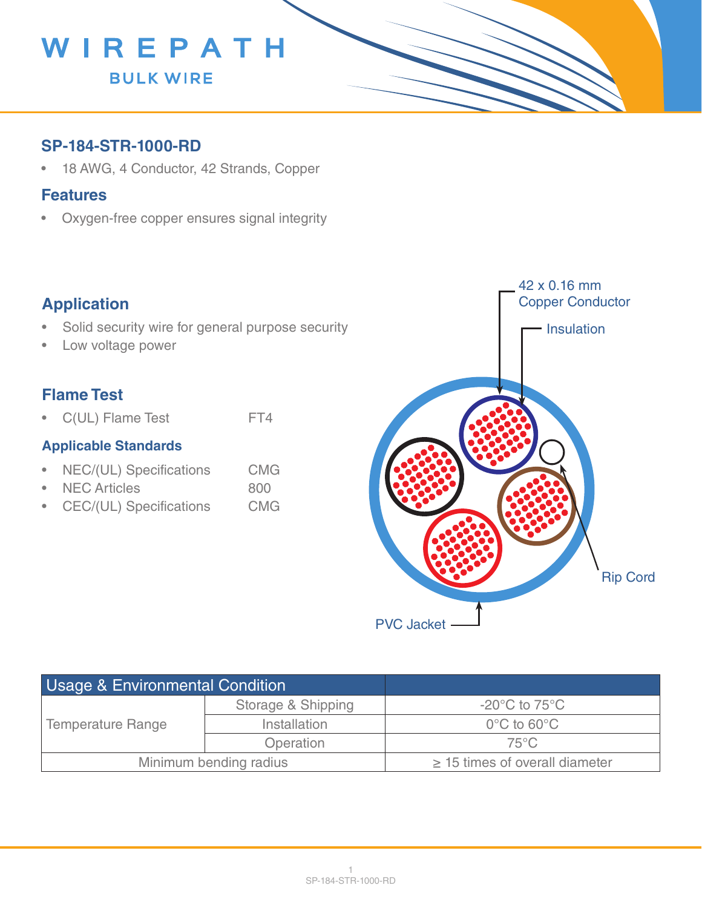# WIREPATH
BULK WIRE

## SP-184-STR-1000-RD

- 18 AWG, 4 Conductor, 42 Strands, Copper

## Features

- Oxygen-free copper ensures signal integrity

## Application

- Solid security wire for general purpose security
- Low voltage power

## Flame Test

- C(UL) Flame Test FT4

### Applicable Standards

- NEC/(UL) Specifications CMG
- NEC Articles 800
- CEC/(UL) Specifications CMG

42 x 0.16 mm Copper Conductor

Insulation

Rip Cord

PVC Jacket

| Usage & Environmental Condition | | |
|---|---|---|
| Temperature Range | Storage & Shipping | -20°C to 75°C |
| | Installation | 0°C to 60°C |
| | Operation | 75°C |
| Minimum bending radius | | ≥ 15 times of overall diameter |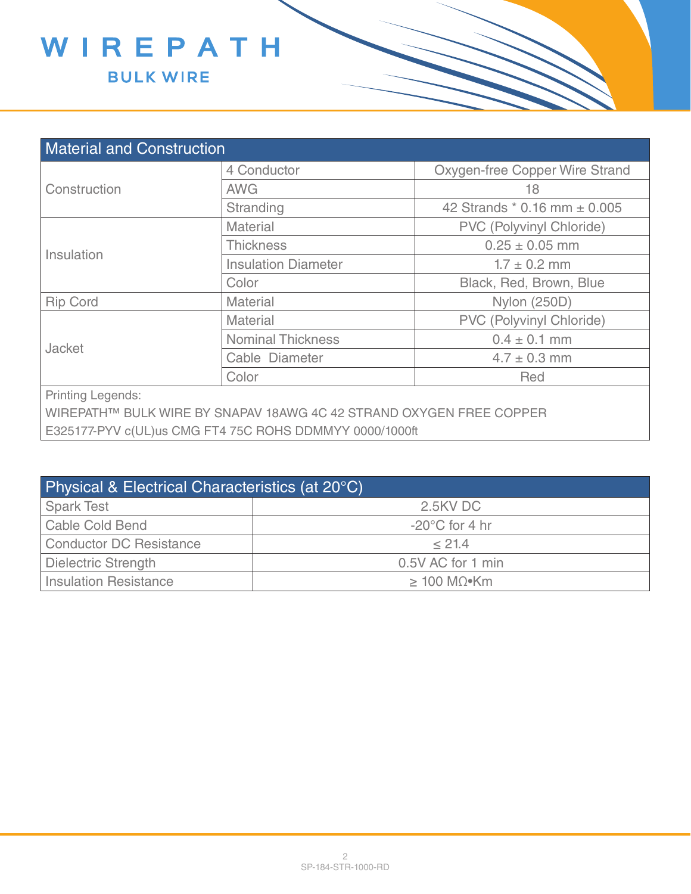# WIREPATH

## BULK WIRE

| Material and Construction | | |
|---|---|---|
| Construction | 4 Conductor | Oxygen-free Copper Wire Strand |
| | AWG | 18 |
| | Stranding | 42 Strands * 0.16 mm ± 0.005 |
| Insulation | Material | PVC (Polyvinyl Chloride) |
| | Thickness | 0.25 ± 0.05 mm |
| | Insulation Diameter | 1.7 ± 0.2 mm |
| | Color | Black, Red, Brown, Blue |
| Rip Cord | Material | Nylon (250D) |
| Jacket | Material | PVC (Polyvinyl Chloride) |
| | Nominal Thickness | 0.4 ± 0.1 mm |
| | Cable Diameter | 4.7 ± 0.3 mm |
| | Color | Red |

Printing Legends:
WIREPATH™ BULK WIRE BY SNAPAV 18AWG 4C 42 STRAND OXYGEN FREE COPPER
E325177-PYV c(UL)us CMG FT4 75C ROHS DDMMYY 0000/1000ft

| Physical & Electrical Characteristics (at 20°C) | |
|---|---|
| Spark Test | 2.5KV DC |
| Cable Cold Bend | -20°C for 4 hr |
| Conductor DC Resistance | ≤ 21.4 |
| Dielectric Strength | 0.5V AC for 1 min |
| Insulation Resistance | ≥ 100 MΩ•Km |

SP-184-STR-1000-RD